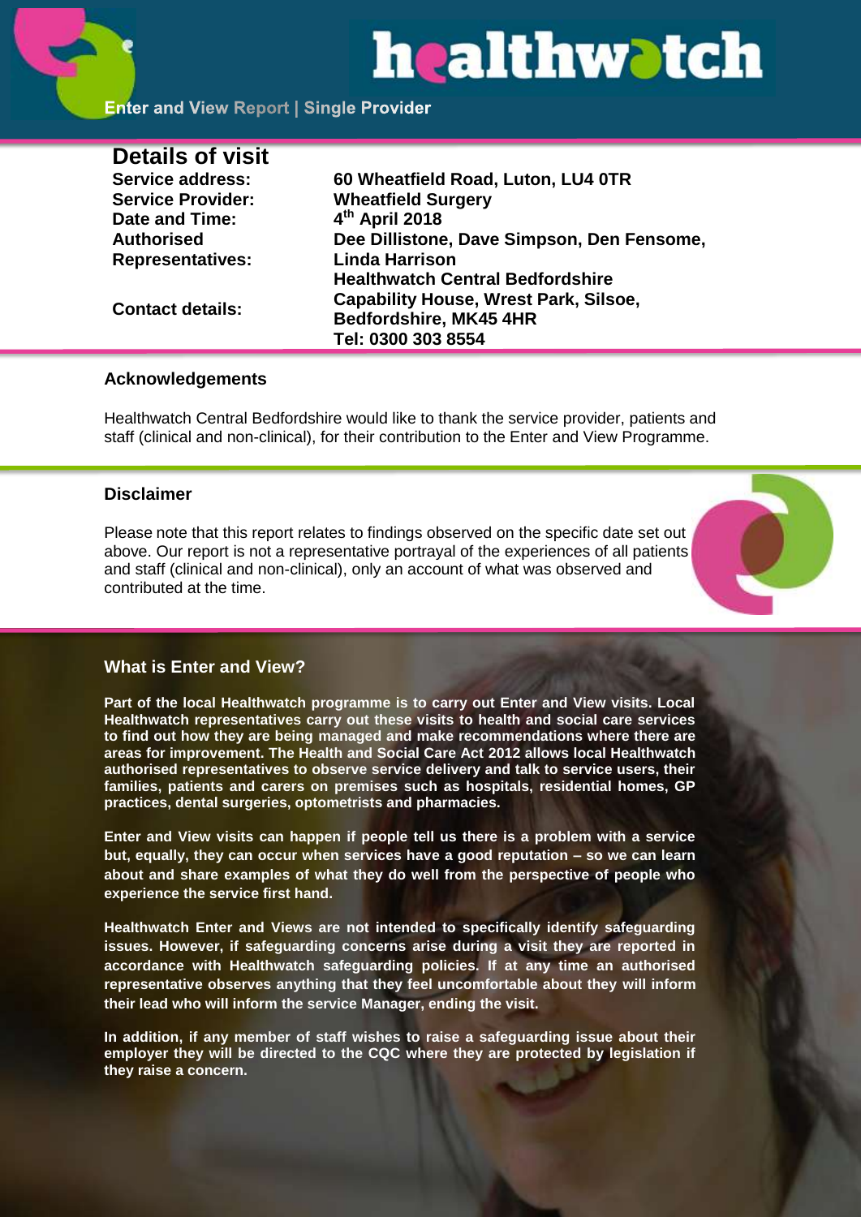# healthwatch

**Enter and View Report | Single Provider**

## Details of visit

| | |
|---|---|
| **Service address:** | **60 Wheatfield Road, Luton, LU4 0TR** |
| **Service Provider:** | **Wheatfield Surgery** |
| **Date and Time:** | **4th April 2018** |
| **Authorised Representatives:** | **Dee Dillistone, Dave Simpson, Den Fensome, Linda Harrison** |
| **Contact details:** | **Healthwatch Central Bedfordshire Capability House, Wrest Park, Silsoe, Bedfordshire, MK45 4HR Tel: 0300 303 8554** |

### Acknowledgements

Healthwatch Central Bedfordshire would like to thank the service provider, patients and staff (clinical and non-clinical), for their contribution to the Enter and View Programme.

### Disclaimer

Please note that this report relates to findings observed on the specific date set out above. Our report is not a representative portrayal of the experiences of all patients and staff (clinical and non-clinical), only an account of what was observed and contributed at the time.

### What is Enter and View?

**Part of the local Healthwatch programme is to carry out Enter and View visits. Local Healthwatch representatives carry out these visits to health and social care services to find out how they are being managed and make recommendations where there are areas for improvement. The Health and Social Care Act 2012 allows local Healthwatch authorised representatives to observe service delivery and talk to service users, their families, patients and carers on premises such as hospitals, residential homes, GP practices, dental surgeries, optometrists and pharmacies.**

**Enter and View visits can happen if people tell us there is a problem with a service but, equally, they can occur when services have a good reputation – so we can learn about and share examples of what they do well from the perspective of people who experience the service first hand.**

**Healthwatch Enter and Views are not intended to specifically identify safeguarding issues. However, if safeguarding concerns arise during a visit they are reported in accordance with Healthwatch safeguarding policies. If at any time an authorised representative observes anything that they feel uncomfortable about they will inform their lead who will inform the service Manager, ending the visit.**

**In addition, if any member of staff wishes to raise a safeguarding issue about their employer they will be directed to the CQC where they are protected by legislation if they raise a concern.**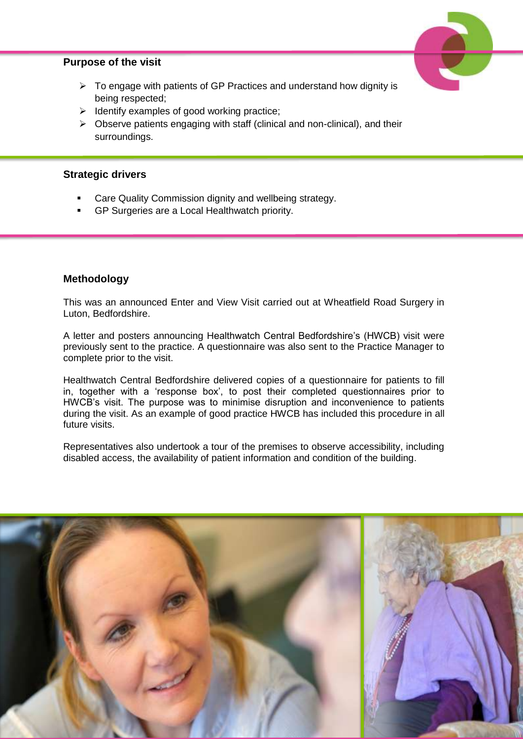## Purpose of the visit

- To engage with patients of GP Practices and understand how dignity is being respected;
- Identify examples of good working practice;
- Observe patients engaging with staff (clinical and non-clinical), and their surroundings.

## Strategic drivers

- Care Quality Commission dignity and wellbeing strategy.
- GP Surgeries are a Local Healthwatch priority.

## Methodology

This was an announced Enter and View Visit carried out at Wheatfield Road Surgery in Luton, Bedfordshire.

A letter and posters announcing Healthwatch Central Bedfordshire's (HWCB) visit were previously sent to the practice. A questionnaire was also sent to the Practice Manager to complete prior to the visit.

Healthwatch Central Bedfordshire delivered copies of a questionnaire for patients to fill in, together with a 'response box', to post their completed questionnaires prior to HWCB's visit. The purpose was to minimise disruption and inconvenience to patients during the visit. As an example of good practice HWCB has included this procedure in all future visits.

Representatives also undertook a tour of the premises to observe accessibility, including disabled access, the availability of patient information and condition of the building.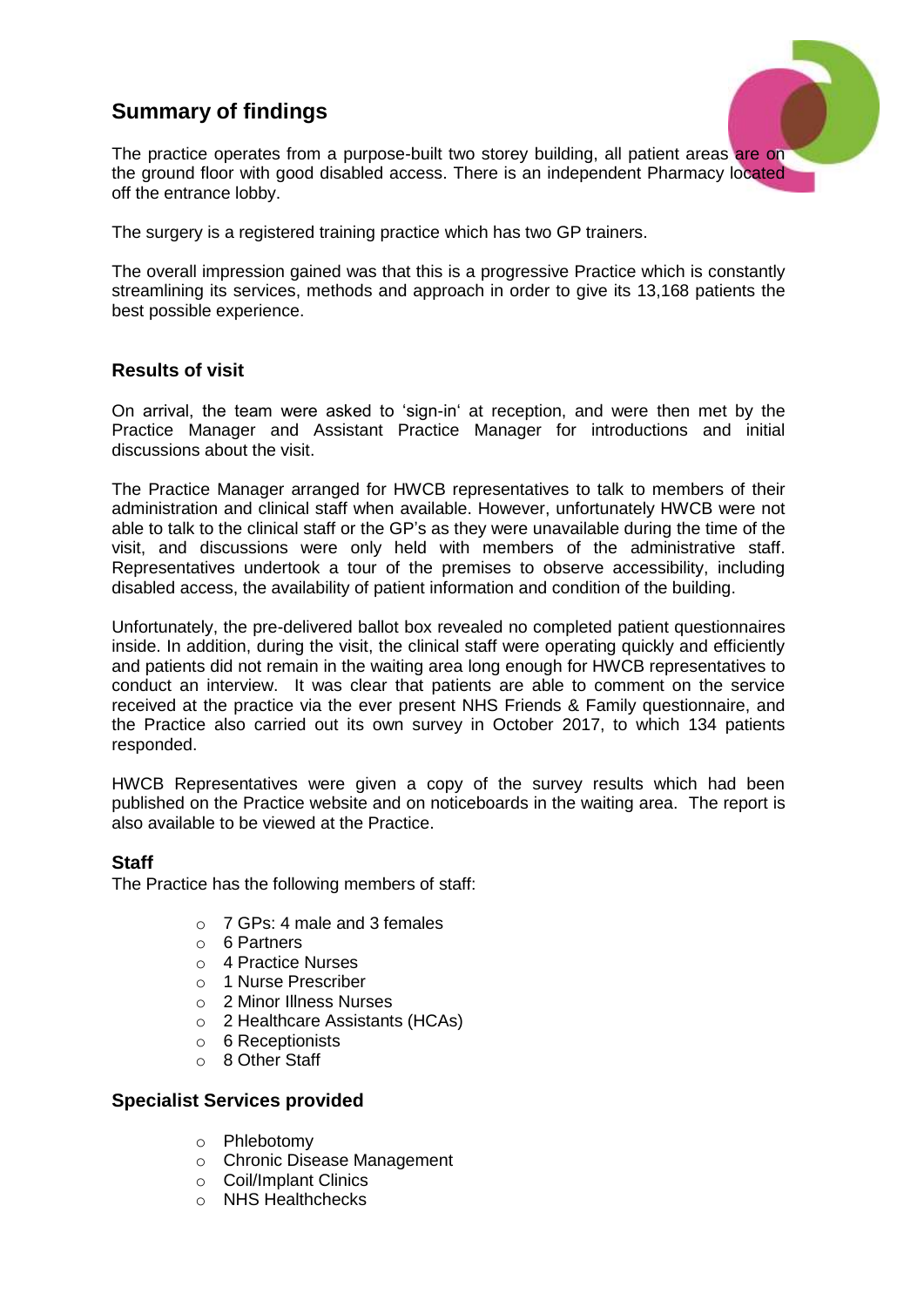## Summary of findings

The practice operates from a purpose-built two storey building, all patient areas are on the ground floor with good disabled access. There is an independent Pharmacy located off the entrance lobby.

The surgery is a registered training practice which has two GP trainers.

The overall impression gained was that this is a progressive Practice which is constantly streamlining its services, methods and approach in order to give its 13,168 patients the best possible experience.

## Results of visit

On arrival, the team were asked to 'sign-in' at reception, and were then met by the Practice Manager and Assistant Practice Manager for introductions and initial discussions about the visit.

The Practice Manager arranged for HWCB representatives to talk to members of their administration and clinical staff when available. However, unfortunately HWCB were not able to talk to the clinical staff or the GP's as they were unavailable during the time of the visit, and discussions were only held with members of the administrative staff. Representatives undertook a tour of the premises to observe accessibility, including disabled access, the availability of patient information and condition of the building.

Unfortunately, the pre-delivered ballot box revealed no completed patient questionnaires inside. In addition, during the visit, the clinical staff were operating quickly and efficiently and patients did not remain in the waiting area long enough for HWCB representatives to conduct an interview. It was clear that patients are able to comment on the service received at the practice via the ever present NHS Friends & Family questionnaire, and the Practice also carried out its own survey in October 2017, to which 134 patients responded.

HWCB Representatives were given a copy of the survey results which had been published on the Practice website and on noticeboards in the waiting area. The report is also available to be viewed at the Practice.

### Staff

The Practice has the following members of staff:

- 7 GPs: 4 male and 3 females
- 6 Partners
- 4 Practice Nurses
- 1 Nurse Prescriber
- 2 Minor Illness Nurses
- 2 Healthcare Assistants (HCAs)
- 6 Receptionists
- 8 Other Staff

### Specialist Services provided

- Phlebotomy
- Chronic Disease Management
- Coil/Implant Clinics
- NHS Healthchecks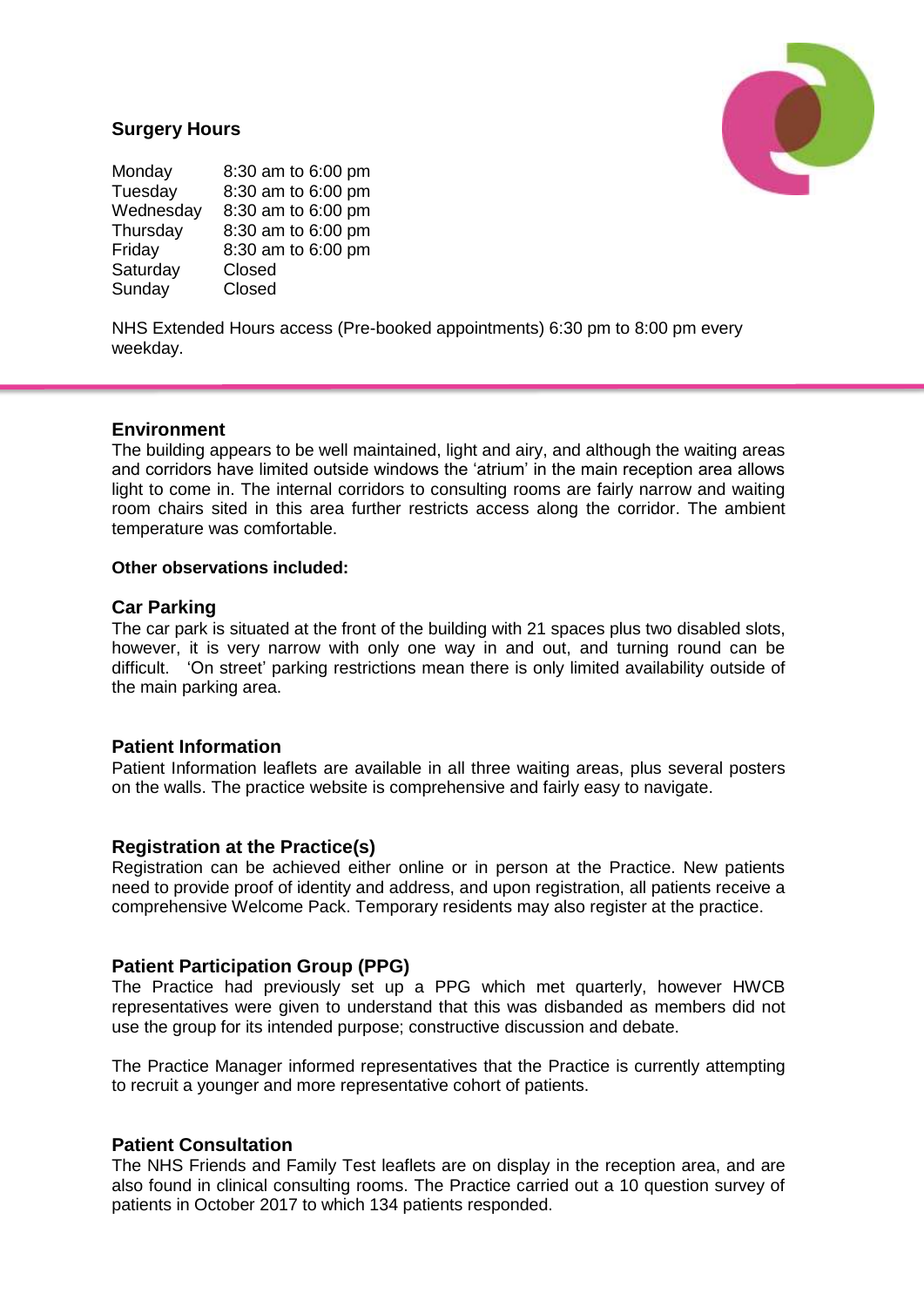### Surgery Hours

| | |
|---|---|
| Monday | 8:30 am to 6:00 pm |
| Tuesday | 8:30 am to 6:00 pm |
| Wednesday | 8:30 am to 6:00 pm |
| Thursday | 8:30 am to 6:00 pm |
| Friday | 8:30 am to 6:00 pm |
| Saturday | Closed |
| Sunday | Closed |

NHS Extended Hours access (Pre-booked appointments) 6:30 pm to 8:00 pm every weekday.

### Environment

The building appears to be well maintained, light and airy, and although the waiting areas and corridors have limited outside windows the 'atrium' in the main reception area allows light to come in. The internal corridors to consulting rooms are fairly narrow and waiting room chairs sited in this area further restricts access along the corridor. The ambient temperature was comfortable.

**Other observations included:**

### Car Parking

The car park is situated at the front of the building with 21 spaces plus two disabled slots, however, it is very narrow with only one way in and out, and turning round can be difficult. 'On street' parking restrictions mean there is only limited availability outside of the main parking area.

### Patient Information

Patient Information leaflets are available in all three waiting areas, plus several posters on the walls. The practice website is comprehensive and fairly easy to navigate.

### Registration at the Practice(s)

Registration can be achieved either online or in person at the Practice. New patients need to provide proof of identity and address, and upon registration, all patients receive a comprehensive Welcome Pack. Temporary residents may also register at the practice.

### Patient Participation Group (PPG)

The Practice had previously set up a PPG which met quarterly, however HWCB representatives were given to understand that this was disbanded as members did not use the group for its intended purpose; constructive discussion and debate.

The Practice Manager informed representatives that the Practice is currently attempting to recruit a younger and more representative cohort of patients.

### Patient Consultation

The NHS Friends and Family Test leaflets are on display in the reception area, and are also found in clinical consulting rooms. The Practice carried out a 10 question survey of patients in October 2017 to which 134 patients responded.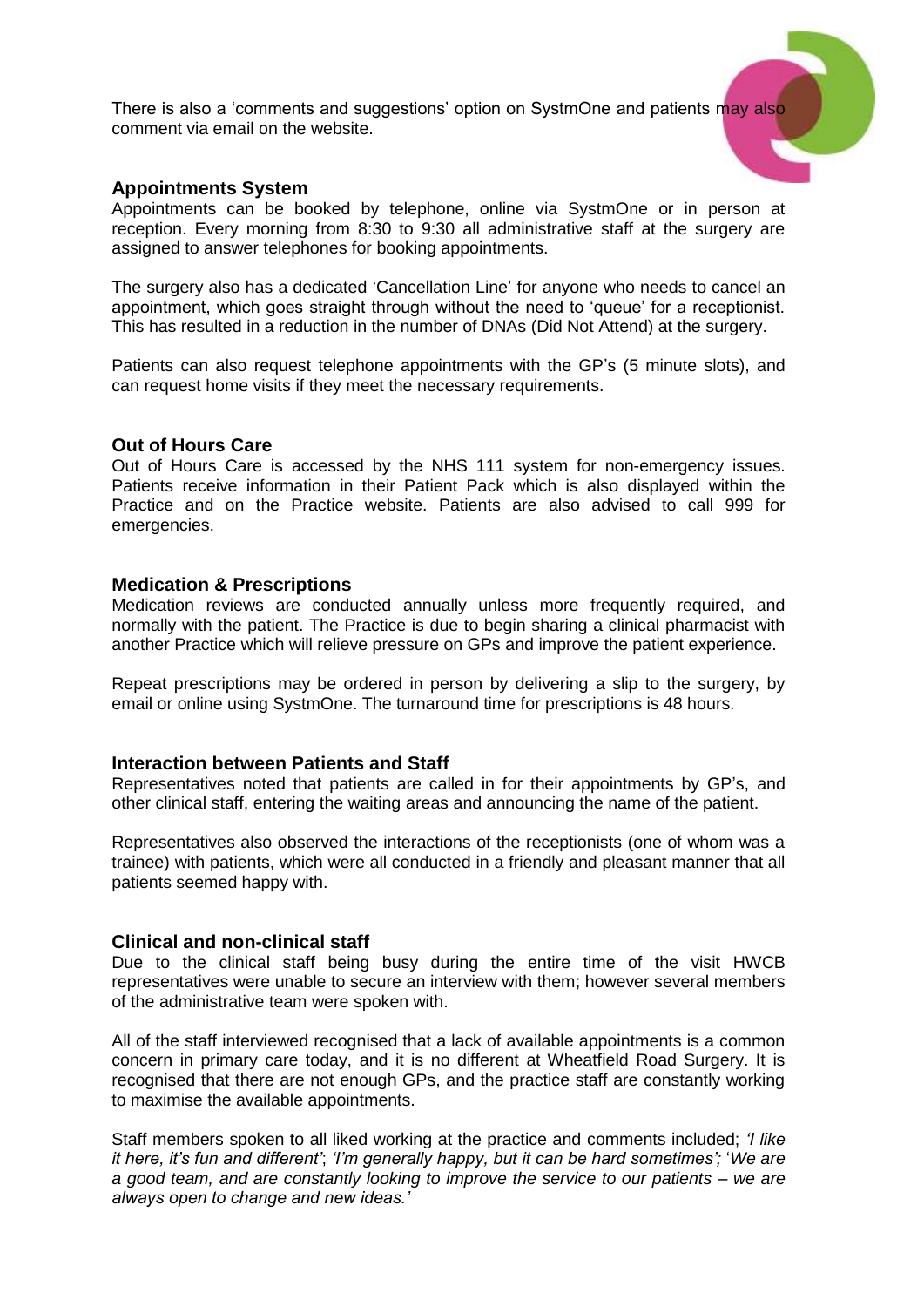There is also a 'comments and suggestions' option on SystmOne and patients may also comment via email on the website.

## Appointments System

Appointments can be booked by telephone, online via SystmOne or in person at reception. Every morning from 8:30 to 9:30 all administrative staff at the surgery are assigned to answer telephones for booking appointments.

The surgery also has a dedicated 'Cancellation Line' for anyone who needs to cancel an appointment, which goes straight through without the need to 'queue' for a receptionist. This has resulted in a reduction in the number of DNAs (Did Not Attend) at the surgery.

Patients can also request telephone appointments with the GP's (5 minute slots), and can request home visits if they meet the necessary requirements.

## Out of Hours Care

Out of Hours Care is accessed by the NHS 111 system for non-emergency issues. Patients receive information in their Patient Pack which is also displayed within the Practice and on the Practice website. Patients are also advised to call 999 for emergencies.

## Medication & Prescriptions

Medication reviews are conducted annually unless more frequently required, and normally with the patient. The Practice is due to begin sharing a clinical pharmacist with another Practice which will relieve pressure on GPs and improve the patient experience.

Repeat prescriptions may be ordered in person by delivering a slip to the surgery, by email or online using SystmOne. The turnaround time for prescriptions is 48 hours.

## Interaction between Patients and Staff

Representatives noted that patients are called in for their appointments by GP's, and other clinical staff, entering the waiting areas and announcing the name of the patient.

Representatives also observed the interactions of the receptionists (one of whom was a trainee) with patients, which were all conducted in a friendly and pleasant manner that all patients seemed happy with.

## Clinical and non-clinical staff

Due to the clinical staff being busy during the entire time of the visit HWCB representatives were unable to secure an interview with them; however several members of the administrative team were spoken with.

All of the staff interviewed recognised that a lack of available appointments is a common concern in primary care today, and it is no different at Wheatfield Road Surgery. It is recognised that there are not enough GPs, and the practice staff are constantly working to maximise the available appointments.

Staff members spoken to all liked working at the practice and comments included; *'I like it here, it's fun and different'*; *'I'm generally happy, but it can be hard sometimes'*; *'We are a good team, and are constantly looking to improve the service to our patients – we are always open to change and new ideas.'*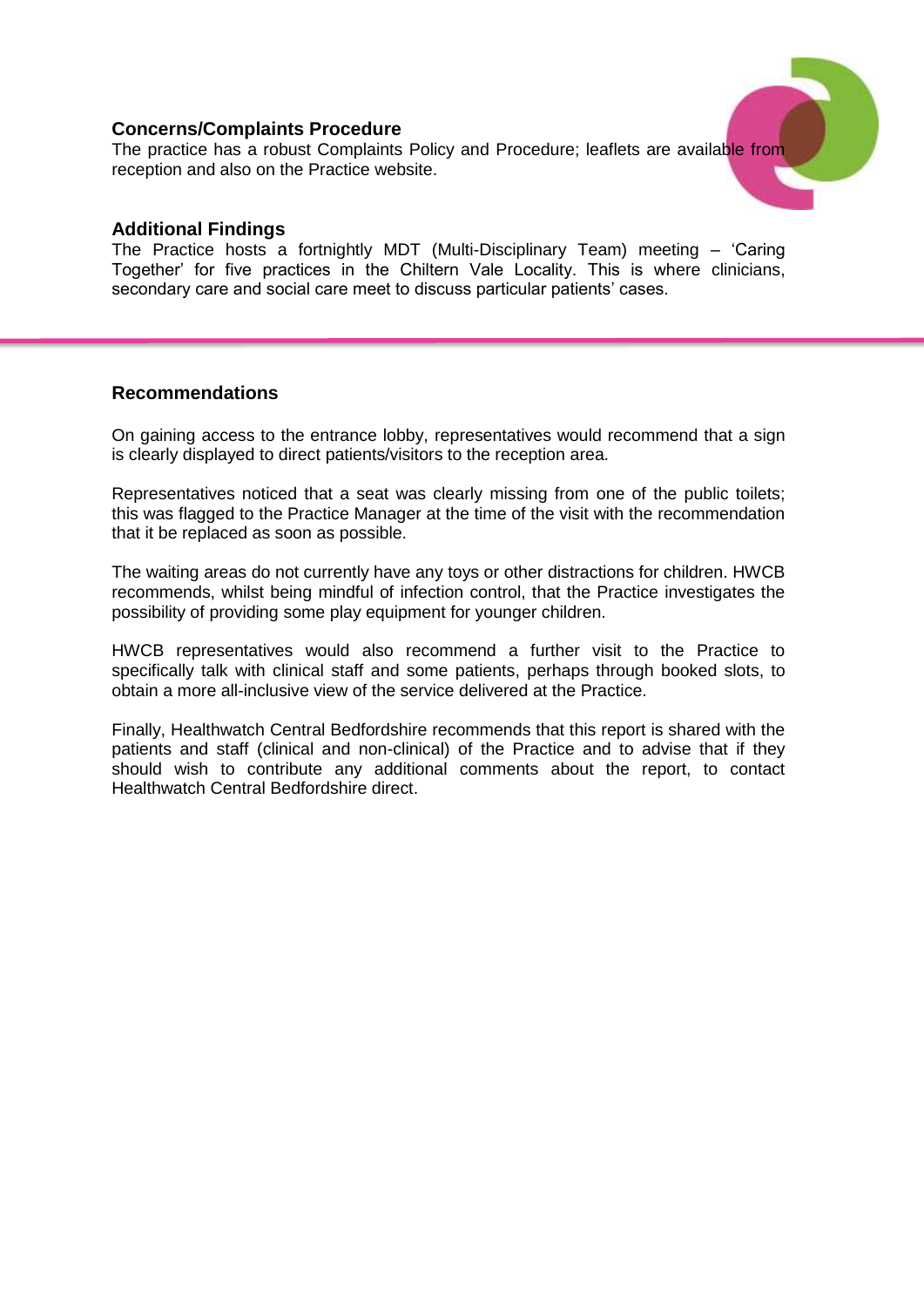### Concerns/Complaints Procedure

The practice has a robust Complaints Policy and Procedure; leaflets are available from reception and also on the Practice website.

### Additional Findings

The Practice hosts a fortnightly MDT (Multi-Disciplinary Team) meeting – 'Caring Together' for five practices in the Chiltern Vale Locality. This is where clinicians, secondary care and social care meet to discuss particular patients' cases.

---

## Recommendations

On gaining access to the entrance lobby, representatives would recommend that a sign is clearly displayed to direct patients/visitors to the reception area.

Representatives noticed that a seat was clearly missing from one of the public toilets; this was flagged to the Practice Manager at the time of the visit with the recommendation that it be replaced as soon as possible.

The waiting areas do not currently have any toys or other distractions for children. HWCB recommends, whilst being mindful of infection control, that the Practice investigates the possibility of providing some play equipment for younger children.

HWCB representatives would also recommend a further visit to the Practice to specifically talk with clinical staff and some patients, perhaps through booked slots, to obtain a more all-inclusive view of the service delivered at the Practice.

Finally, Healthwatch Central Bedfordshire recommends that this report is shared with the patients and staff (clinical and non-clinical) of the Practice and to advise that if they should wish to contribute any additional comments about the report, to contact Healthwatch Central Bedfordshire direct.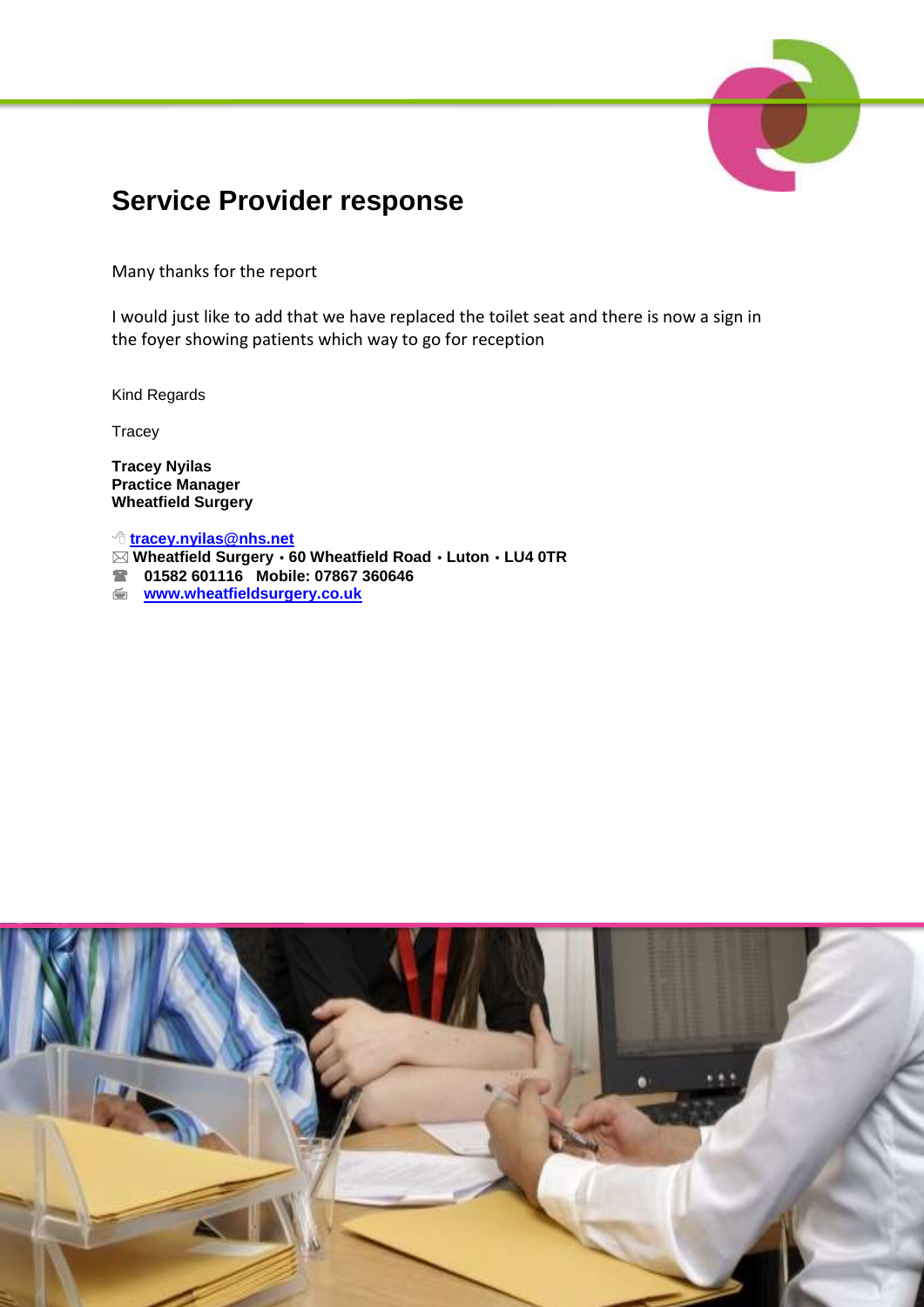## Service Provider response

Many thanks for the report

I would just like to add that we have replaced the toilet seat and there is now a sign in the foyer showing patients which way to go for reception

Kind Regards

Tracey

**Tracey Nyilas**
**Practice Manager**
**Wheatfield Surgery**

**tracey.nyilas@nhs.net**
**Wheatfield Surgery • 60 Wheatfield Road • Luton • LU4 0TR**
**01582 601116 Mobile: 07867 360646**
**www.wheatfieldsurgery.co.uk**